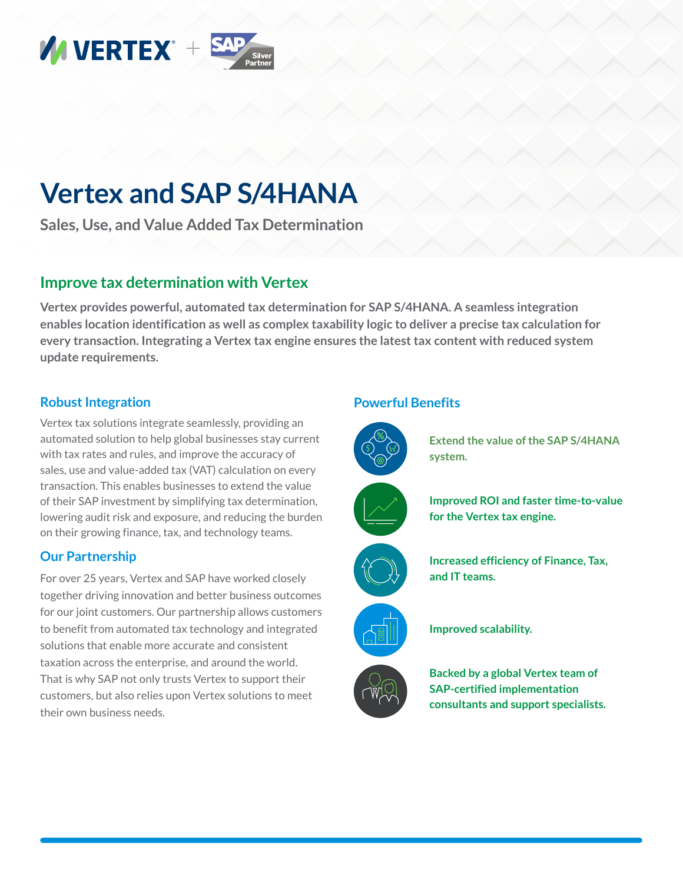# Vertex and SAP S/4HANA

Sales, Use, and Value Added Tax Determination

## Improve tax determination with Vertex

**Vertex provides powerful, automated tax determination for SAP S/4HANA. A seamless integration enables location identification as well as complex taxability logic to deliver a precise tax calculation for every transaction. Integrating a Vertex tax engine ensures the latest tax content with reduced system update requirements.**

### Robust Integration

Vertex tax solutions integrate seamlessly, providing an automated solution to help global businesses stay current with tax rates and rules, and improve the accuracy of sales, use and value-added tax (VAT) calculation on every transaction. This enables businesses to extend the value of their SAP investment by simplifying tax determination, lowering audit risk and exposure, and reducing the burden on their growing finance, tax, and technology teams.

### Our Partnership

For over 25 years, Vertex and SAP have worked closely together driving innovation and better business outcomes for our joint customers. Our partnership allows customers to benefit from automated tax technology and integrated solutions that enable more accurate and consistent taxation across the enterprise, and around the world. That is why SAP not only trusts Vertex to support their customers, but also relies upon Vertex solutions to meet their own business needs.

### Powerful Benefits

- **Extend the value of the SAP S/4HANA system.**
- **Improved ROI and faster time-to-value for the Vertex tax engine.**
- **Increased efficiency of Finance, Tax, and IT teams.**
- **Improved scalability.**
- **Backed by a global Vertex team of SAP-certified implementation consultants and support specialists.**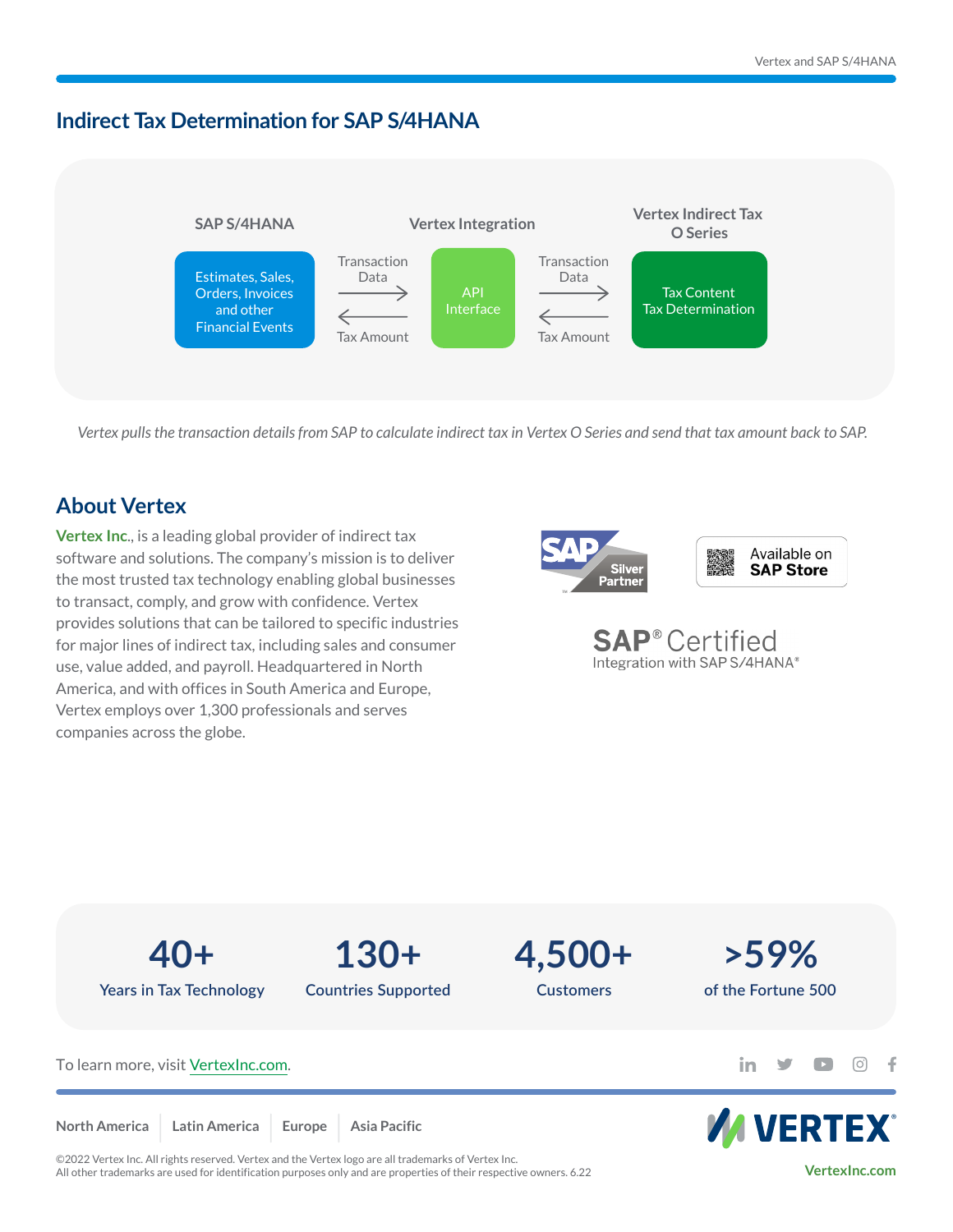## Indirect Tax Determination for SAP S/4HANA

SAP S/4HANA

Estimates, Sales, Orders, Invoices and other Financial Events

Transaction Data

Tax Amount

Vertex Integration

API Interface

Transaction Data

Tax Amount

Vertex Indirect Tax O Series

Tax Content Tax Determination

*Vertex pulls the transaction details from SAP to calculate indirect tax in Vertex O Series and send that tax amount back to SAP.*

## About Vertex

**Vertex Inc.**, is a leading global provider of indirect tax software and solutions. The company's mission is to deliver the most trusted tax technology enabling global businesses to transact, comply, and grow with confidence. Vertex provides solutions that can be tailored to specific industries for major lines of indirect tax, including sales and consumer use, value added, and payroll. Headquartered in North America, and with offices in South America and Europe, Vertex employs over 1,300 professionals and serves companies across the globe.

SAP Silver Partner

Available on SAP Store

SAP® Certified
Integration with SAP S/4HANA®

**40+** Years in Tax Technology

**130+** Countries Supported

**4,500+** Customers

**>59%** of the Fortune 500

To learn more, visit VertexInc.com.

North America | Latin America | Europe | Asia Pacific

©2022 Vertex Inc. All rights reserved. Vertex and the Vertex logo are all trademarks of Vertex Inc.
All other trademarks are used for identification purposes only and are properties of their respective owners. 6.22

VERTEX®

VertexInc.com